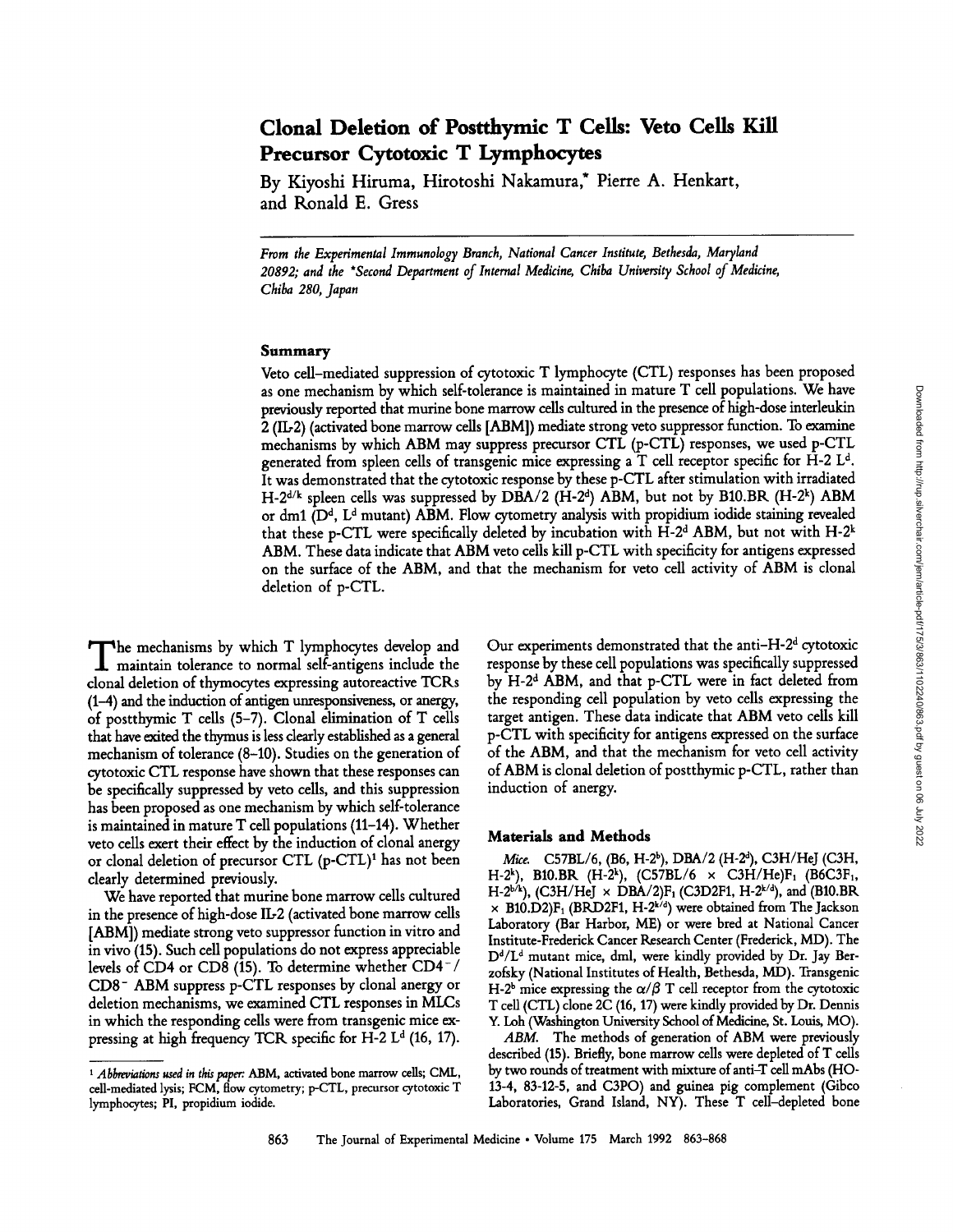# Clonal Deletion of Postthymic T Cells: Veto Cells Kill Precursor Cytotoxic T Lymphocytes

By Kiyoshi Hiruma, Hirotoshi Nakamura,* Pierre A. Henkart, and Ronald E. Gress

*From the Experimental Immunology Branch, National Cancer Institute, Bethesda, Maryland 20892; and the \*Second Department of Internal Medicine, Chiba University School of Medicine, Chiba 280, Japan*

## Summary

Veto cell–mediated suppression of cytotoxic T lymphocyte (CTL) responses has been proposed as one mechanism by which self-tolerance is maintained in mature T cell populations. We have previously reported that murine bone marrow cells cultured in the presence of high-dose interleukin 2 (IL-2) (activated bone marrow cells [ABM]) mediate strong veto suppressor function. To examine mechanisms by which ABM may suppress precursor CTL (p-CTL) responses, we used p-CTL generated from spleen cells of transgenic mice expressing a T cell receptor specific for H-2 $L^d$. It was demonstrated that the cytotoxic response by these p-CTL after stimulation with irradiated H-$2^{d/k}$ spleen cells was suppressed by DBA/2 (H-$2^d$) ABM, but not by B10.BR (H-$2^k$) ABM or dm1 ($D^d$, $L^d$ mutant) ABM. Flow cytometry analysis with propidium iodide staining revealed that these p-CTL were specifically deleted by incubation with H-$2^d$ ABM, but not with H-$2^k$ ABM. These data indicate that ABM veto cells kill p-CTL with specificity for antigens expressed on the surface of the ABM, and that the mechanism for veto cell activity of ABM is clonal deletion of p-CTL.

The mechanisms by which T lymphocytes develop and maintain tolerance to normal self-antigens include the clonal deletion of thymocytes expressing autoreactive TCRs (1–4) and the induction of antigen unresponsiveness, or anergy, of postthymic T cells (5–7). Clonal elimination of T cells that have exited the thymus is less clearly established as a general mechanism of tolerance (8–10). Studies on the generation of cytotoxic CTL response have shown that these responses can be specifically suppressed by veto cells, and this suppression has been proposed as one mechanism by which self-tolerance is maintained in mature T cell populations (11–14). Whether veto cells exert their effect by the induction of clonal anergy or clonal deletion of precursor CTL (p-CTL)[1] has not been clearly determined previously.

We have reported that murine bone marrow cells cultured in the presence of high-dose IL-2 (activated bone marrow cells [ABM]) mediate strong veto suppressor function in vitro and in vivo (15). Such cell populations do not express appreciable levels of CD4 or CD8 (15). To determine whether CD4$^-$/CD8$^-$ ABM suppress p-CTL responses by clonal anergy or deletion mechanisms, we examined CTL responses in MLCs in which the responding cells were from transgenic mice expressing at high frequency TCR specific for H-2 $L^d$ (16, 17). Our experiments demonstrated that the anti–H-$2^d$ cytotoxic response by these cell populations was specifically suppressed by H-$2^d$ ABM, and that p-CTL were in fact deleted from the responding cell population by veto cells expressing the target antigen. These data indicate that ABM veto cells kill p-CTL with specificity for antigens expressed on the surface of the ABM, and that the mechanism for veto cell activity of ABM is clonal deletion of postthymic p-CTL, rather than induction of anergy.

## Materials and Methods

*Mice.* C57BL/6, (B6, H-$2^b$), DBA/2 (H-$2^d$), C3H/HeJ (C3H, H-$2^k$), B10.BR (H-$2^k$), (C57BL/6 × C3H/He)F$_1$ (B6C3F$_1$, H-$2^{b/k}$), (C3H/HeJ × DBA/2)F$_1$ (C3D2F1, H-$2^{k/d}$), and (B10.BR × B10.D2)F$_1$ (BRD2F1, H-$2^{k/d}$) were obtained from The Jackson Laboratory (Bar Harbor, ME) or were bred at National Cancer Institute-Frederick Cancer Research Center (Frederick, MD). The $D^d$/$L^d$ mutant mice, dml, were kindly provided by Dr. Jay Berzofsky (National Institutes of Health, Bethesda, MD). Transgenic H-$2^b$ mice expressing the α/β T cell receptor from the cytotoxic T cell (CTL) clone 2C (16, 17) were kindly provided by Dr. Dennis Y. Loh (Washington University School of Medicine, St. Louis, MO).

*ABM.* The methods of generation of ABM were previously described (15). Briefly, bone marrow cells were depleted of T cells by two rounds of treatment with mixture of anti-T cell mAbs (HO-13-4, 83-12-5, and C3PO) and guinea pig complement (Gibco Laboratories, Grand Island, NY). These T cell–depleted bone

[1] *Abbreviations used in this paper:* ABM, activated bone marrow cells; CML, cell-mediated lysis; FCM, flow cytometry; p-CTL, precursor cytotoxic T lymphocytes; PI, propidium iodide.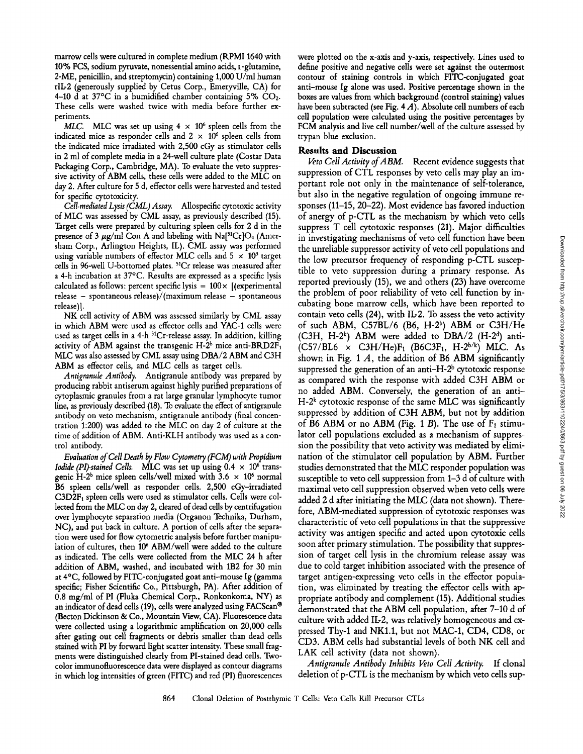marrow cells were cultured in complete medium (RPMI 1640 with 10% FCS, sodium pyruvate, nonessential amino acids, L-glutamine, 2-ME, penicillin, and streptomycin) containing 1,000 U/ml human rIL-2 (generously supplied by Cetus Corp., Emeryville, CA) for 4–10 d at 37°C in a humidified chamber containing 5% $CO_2$. These cells were washed twice with media before further experiments.

*MLC.* MLC was set up using $4 \times 10^6$ spleen cells from the indicated mice as responder cells and $2 \times 10^6$ spleen cells from the indicated mice irradiated with 2,500 cGy as stimulator cells in 2 ml of complete media in a 24-well culture plate (Costar Data Packaging Corp., Cambridge, MA). To evaluate the veto suppressive activity of ABM cells, these cells were added to the MLC on day 2. After culture for 5 d, effector cells were harvested and tested for specific cytotoxicity.

*Cell-mediated Lysis (CML) Assay.* Allospecific cytotoxic activity of MLC was assessed by CML assay, as previously described (15). Target cells were prepared by culturing spleen cells for 2 d in the presence of 3 μg/ml Con A and labeling with $Na[^{51}Cr]O_4$ (Amersham Corp., Arlington Heights, IL). CML assay was performed using variable numbers of effector MLC cells and $5 \times 10^3$ target cells in 96-well U-bottomed plates. $^{51}Cr$ release was measured after a 4-h incubation at 37°C. Results are expressed as a specific lysis calculated as follows: percent specific lysis = $100 \times$ [(experimental release − spontaneous release)/(maximum release − spontaneous release)].

NK cell activity of ABM was assessed similarly by CML assay in which ABM were used as effector cells and YAC-1 cells were used as target cells in a 4-h $^{51}Cr$-release assay. In addition, killing activity of ABM against the transgenic H-2$^b$ mice anti-BRD2F$_1$ MLC was also assessed by CML assay using DBA/2 ABM and C3H ABM as effector cells, and MLC cells as target cells.

*Antigranule Antibody.* Antigranule antibody was prepared by producing rabbit antiserum against highly purified preparations of cytoplasmic granules from a rat large granular lymphocyte tumor line, as previously described (18). To evaluate the effect of antigranule antibody on veto mechanism, antigranule antibody (final concentration 1:200) was added to the MLC on day 2 of culture at the time of addition of ABM. Anti-KLH antibody was used as a control antibody.

*Evaluation of Cell Death by Flow Cytometry (FCM) with Propidium Iodide (PI)-stained Cells.* MLC was set up using $0.4 \times 10^6$ transgenic H-2$^b$ mice spleen cells/well mixed with $3.6 \times 10^6$ normal B6 spleen cells/well as responder cells. 2,500 cGy–irradiated C3D2F$_1$ spleen cells were used as stimulator cells. Cells were collected from the MLC on day 2, cleared of dead cells by centrifugation over lymphocyte separation media (Organon Technika, Durham, NC), and put back in culture. A portion of cells after the separation were used for flow cytometric analysis before further manipulation of cultures, then $10^6$ ABM/well were added to the culture as indicated. The cells were collected from the MLC 24 h after addition of ABM, washed, and incubated with 1B2 for 30 min at 4°C, followed by FITC-conjugated goat anti–mouse Ig (gamma specific; Fisher Scientific Co., Pittsburgh, PA). After addition of 0.8 mg/ml of PI (Fluka Chemical Corp., Ronkonkoma, NY) as an indicator of dead cells (19), cells were analyzed using FACScan® (Becton Dickinson & Co., Mountain View, CA). Fluorescence data were collected using a logarithmic amplification on 20,000 cells after gating out cell fragments or debris smaller than dead cells stained with PI by forward light scatter intensity. These small fragments were distinguished clearly from PI-stained dead cells. Two-color immunofluorescence data were displayed as contour diagrams in which log intensities of green (FITC) and red (PI) fluorescences were plotted on the x-axis and y-axis, respectively. Lines used to define positive and negative cells were set against the outermost contour of staining controls in which FITC-conjugated goat anti–mouse Ig alone was used. Positive percentage shown in the boxes are values from which background (control staining) values have been subtracted (see Fig. 4 *A*). Absolute cell numbers of each cell population were calculated using the positive percentages by FCM analysis and live cell number/well of the culture assessed by trypan blue exclusion.

## Results and Discussion

*Veto Cell Activity of ABM.* Recent evidence suggests that suppression of CTL responses by veto cells may play an important role not only in the maintenance of self-tolerance, but also in the negative regulation of ongoing immune responses (11–15, 20–22). Most evidence has favored induction of anergy of p-CTL as the mechanism by which veto cells suppress T cell cytotoxic responses (21). Major difficulties in investigating mechanisms of veto cell function have been the unreliable suppressor activity of veto cell populations and the low precursor frequency of responding p-CTL susceptible to veto suppression during a primary response. As reported previously (15), we and others (23) have overcome the problem of poor reliability of veto cell function by incubating bone marrow cells, which have been reported to contain veto cells (24), with IL-2. To assess the veto activity of such ABM, C57BL/6 (B6, H-2$^b$) ABM or C3H/He (C3H, H-2$^k$) ABM were added to DBA/2 (H-2$^d$) anti-(C57/BL6 × C3H/He)F$_1$ (B6C3F$_1$, H-2$^{b/k}$) MLC. As shown in Fig. 1 *A*, the addition of B6 ABM significantly suppressed the generation of an anti–H-2$^b$ cytotoxic response as compared with the response with added C3H ABM or no added ABM. Conversely, the generation of an anti–H-2$^k$ cytotoxic response of the same MLC was significantly suppressed by addition of C3H ABM, but not by addition of B6 ABM or no ABM (Fig. 1 *B*). The use of F$_1$ stimulator cell populations excluded as a mechanism of suppression the possibility that veto activity was mediated by elimination of the stimulator cell population by ABM. Further studies demonstrated that the MLC responder population was susceptible to veto cell suppression from 1–3 d of culture with maximal veto cell suppression observed when veto cells were added 2 d after initiating the MLC (data not shown). Therefore, ABM-mediated suppression of cytotoxic responses was characteristic of veto cell populations in that the suppressive activity was antigen specific and acted upon cytotoxic cells soon after primary stimulation. The possibility that suppression of target cell lysis in the chromium release assay was due to cold target inhibition associated with the presence of target antigen-expressing veto cells in the effector population, was eliminated by treating the effector cells with appropriate antibody and complement (15). Additional studies demonstrated that the ABM cell population, after 7–10 d of culture with added IL-2, was relatively homogeneous and expressed Thy-1 and NK1.1, but not MAC-1, CD4, CD8, or CD3. ABM cells had substantial levels of both NK cell and LAK cell activity (data not shown).

*Antigranule Antibody Inhibits Veto Cell Activity.* If clonal deletion of p-CTL is the mechanism by which veto cells sup-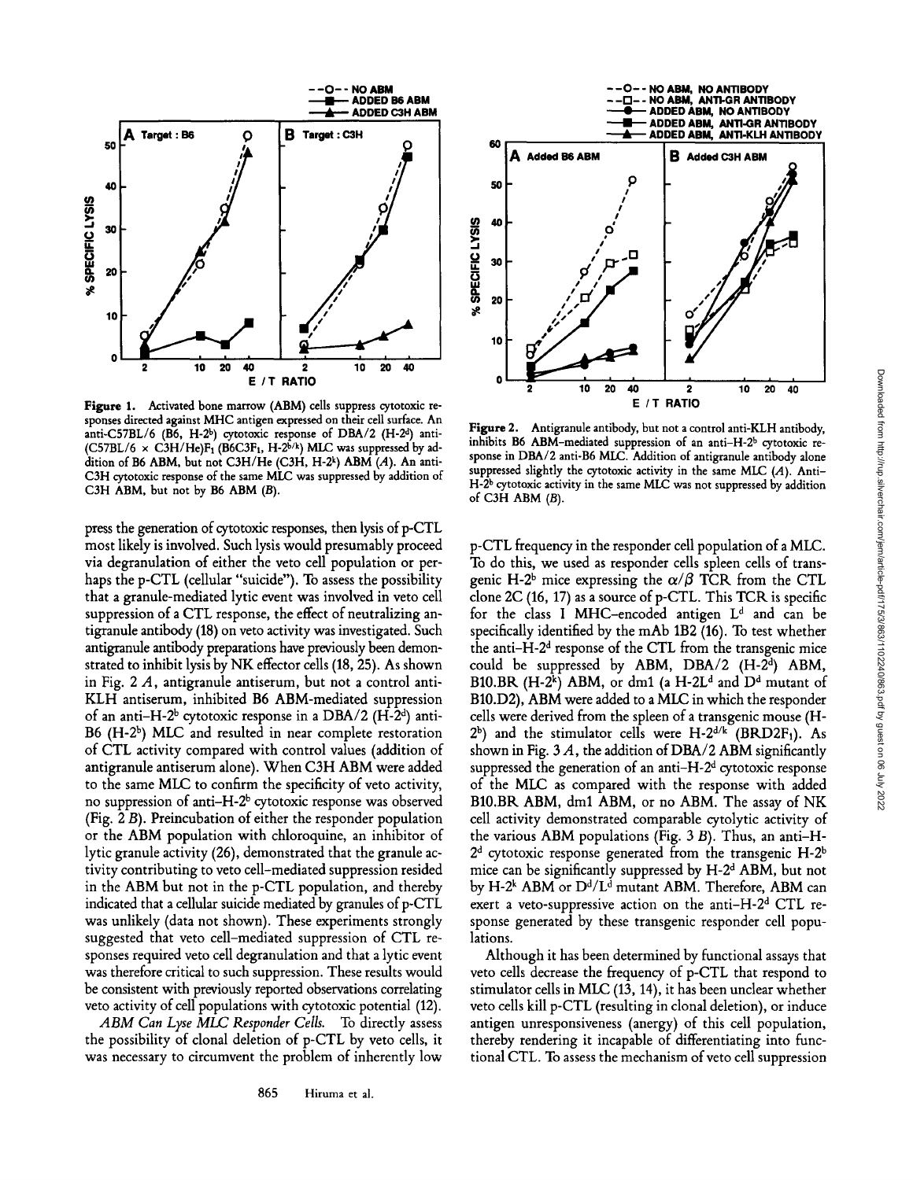Figure 1. Activated bone marrow (ABM) cells suppress cytotoxic responses directed against MHC antigen expressed on their cell surface. An anti-C57BL/6 (B6, H-$2^b$) cytotoxic response of DBA/2 (H-$2^d$) anti-(C57BL/6 × C3H/He)$F_1$ (B6C3$F_1$, H-$2^{b/k}$) MLC was suppressed by addition of B6 ABM, but not C3H/He (C3H, H-$2^k$) ABM (*A*). An anti-C3H cytotoxic response of the same MLC was suppressed by addition of C3H ABM, but not by B6 ABM (*B*).

Figure 2. Antigranule antibody, but not a control anti-KLH antibody, inhibits B6 ABM-mediated suppression of an anti-H-$2^b$ cytotoxic response in DBA/2 anti-B6 MLC. Addition of antigranule antibody alone suppressed slightly the cytotoxic activity in the same MLC (*A*). Anti-H-$2^b$ cytotoxic activity in the same MLC was not suppressed by addition of C3H ABM (*B*).

press the generation of cytotoxic responses, then lysis of p-CTL most likely is involved. Such lysis would presumably proceed via degranulation of either the veto cell population or perhaps the p-CTL (cellular "suicide"). To assess the possibility that a granule-mediated lytic event was involved in veto cell suppression of a CTL response, the effect of neutralizing antigranule antibody (18) on veto activity was investigated. Such antigranule antibody preparations have previously been demonstrated to inhibit lysis by NK effector cells (18, 25). As shown in Fig. 2 *A*, antigranule antiserum, but not a control anti-KLH antiserum, inhibited B6 ABM-mediated suppression of an anti-H-$2^b$ cytotoxic response in a DBA/2 (H-$2^d$) anti-B6 (H-$2^b$) MLC and resulted in near complete restoration of CTL activity compared with control values (addition of antigranule antiserum alone). When C3H ABM were added to the same MLC to confirm the specificity of veto activity, no suppression of anti-H-$2^b$ cytotoxic response was observed (Fig. 2 *B*). Preincubation of either the responder population or the ABM population with chloroquine, an inhibitor of lytic granule activity (26), demonstrated that the granule activity contributing to veto cell-mediated suppression resided in the ABM but not in the p-CTL population, and thereby indicated that a cellular suicide mediated by granules of p-CTL was unlikely (data not shown). These experiments strongly suggested that veto cell-mediated suppression of CTL responses required veto cell degranulation and that a lytic event was therefore critical to such suppression. These results would be consistent with previously reported observations correlating veto activity of cell populations with cytotoxic potential (12).

*ABM Can Lyse MLC Responder Cells.* To directly assess the possibility of clonal deletion of p-CTL by veto cells, it was necessary to circumvent the problem of inherently low p-CTL frequency in the responder cell population of a MLC. To do this, we used as responder cells spleen cells of transgenic H-$2^b$ mice expressing the $\alpha/\beta$ TCR from the CTL clone 2C (16, 17) as a source of p-CTL. This TCR is specific for the class I MHC-encoded antigen $L^d$ and can be specifically identified by the mAb 1B2 (16). To test whether the anti-H-$2^d$ response of the CTL from the transgenic mice could be suppressed by ABM, DBA/2 (H-$2^d$) ABM, B10.BR (H-$2^k$) ABM, or dm1 (a H-$2L^d$ and $D^d$ mutant of B10.D2), ABM were added to a MLC in which the responder cells were derived from the spleen of a transgenic mouse (H-$2^b$) and the stimulator cells were H-$2^{d/k}$ (BRD2$F_1$). As shown in Fig. 3 *A*, the addition of DBA/2 ABM significantly suppressed the generation of an anti-H-$2^d$ cytotoxic response of the MLC as compared with the response with added B10.BR ABM, dm1 ABM, or no ABM. The assay of NK cell activity demonstrated comparable cytolytic activity of the various ABM populations (Fig. 3 *B*). Thus, an anti-H-$2^d$ cytotoxic response generated from the transgenic H-$2^b$ mice can be significantly suppressed by H-$2^d$ ABM, but not by H-$2^k$ ABM or $D^d/L^d$ mutant ABM. Therefore, ABM can exert a veto-suppressive action on the anti-H-$2^d$ CTL response generated by these transgenic responder cell populations.

Although it has been determined by functional assays that veto cells decrease the frequency of p-CTL that respond to stimulator cells in MLC (13, 14), it has been unclear whether veto cells kill p-CTL (resulting in clonal deletion), or induce antigen unresponsiveness (anergy) of this cell population, thereby rendering it incapable of differentiating into functional CTL. To assess the mechanism of veto cell suppression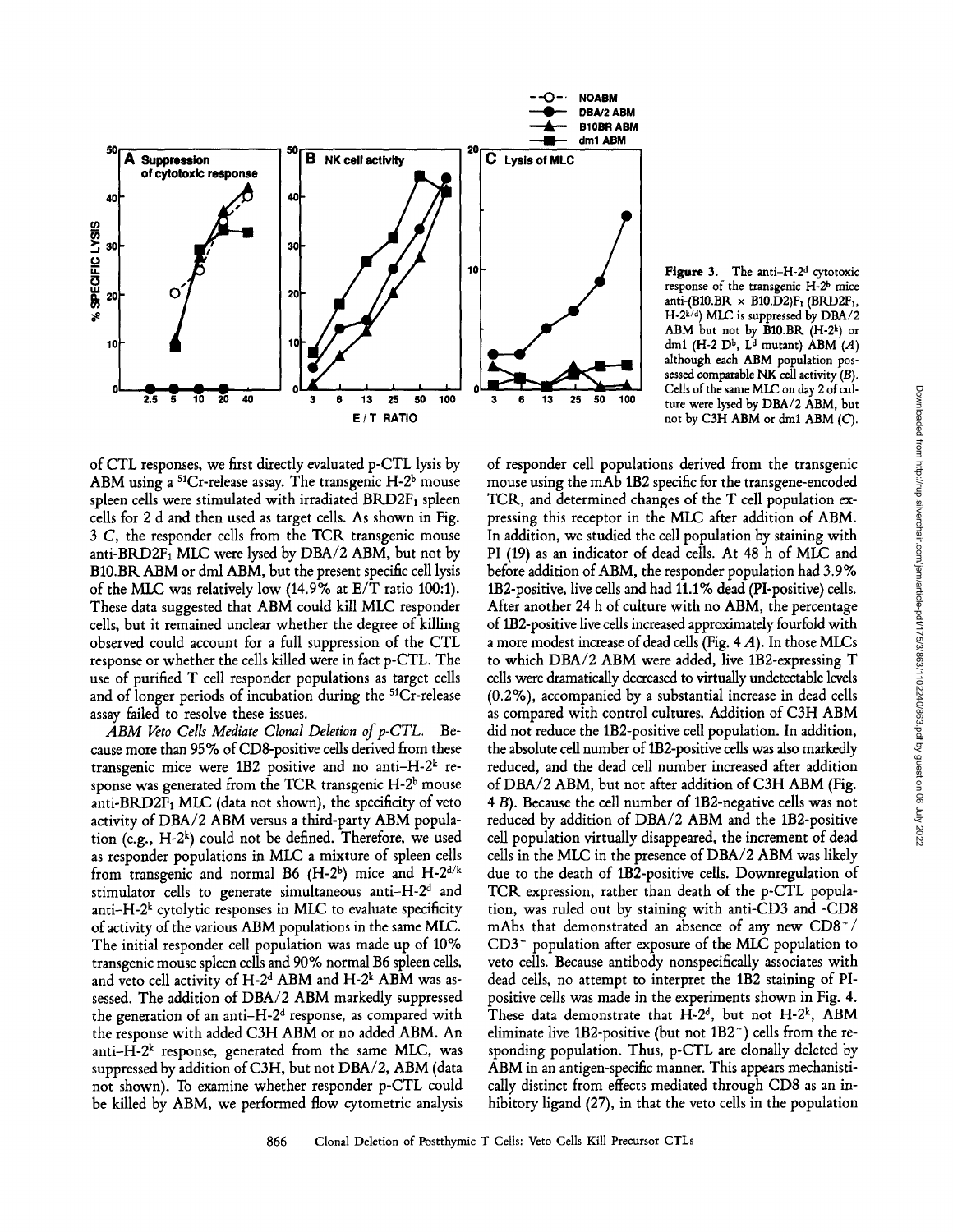Figure 3. The anti–H-$2^d$ cytotoxic response of the transgenic H-$2^b$ mice anti-(B10.BR × B10.D2)$F_1$ (BRD2$F_1$, H-$2^{k/d}$) MLC is suppressed by DBA/2 ABM but not by B10.BR (H-$2^k$) or dm1 (H-2 $D^b$, $L^d$ mutant) ABM (A) although each ABM population possessed comparable NK cell activity (B). Cells of the same MLC on day 2 of culture were lysed by DBA/2 ABM, but not by C3H ABM or dm1 ABM (C).

of CTL responses, we first directly evaluated p-CTL lysis by ABM using a $^{51}$Cr-release assay. The transgenic H-$2^b$ mouse spleen cells were stimulated with irradiated BRD2$F_1$ spleen cells for 2 d and then used as target cells. As shown in Fig. 3 C, the responder cells from the TCR transgenic mouse anti-BRD2$F_1$ MLC were lysed by DBA/2 ABM, but not by B10.BR ABM or dml ABM, but the present specific cell lysis of the MLC was relatively low (14.9% at E/T ratio 100:1). These data suggested that ABM could kill MLC responder cells, but it remained unclear whether the degree of killing observed could account for a full suppression of the CTL response or whether the cells killed were in fact p-CTL. The use of purified T cell responder populations as target cells and of longer periods of incubation during the $^{51}$Cr-release assay failed to resolve these issues.

*ABM Veto Cells Mediate Clonal Deletion of p-CTL.* Because more than 95% of CD8-positive cells derived from these transgenic mice were 1B2 positive and no anti–H-$2^k$ response was generated from the TCR transgenic H-$2^b$ mouse anti-BRD2$F_1$ MLC (data not shown), the specificity of veto activity of DBA/2 ABM versus a third-party ABM population (e.g., H-$2^k$) could not be defined. Therefore, we used as responder populations in MLC a mixture of spleen cells from transgenic and normal B6 (H-$2^b$) mice and H-$2^{d/k}$ stimulator cells to generate simultaneous anti–H-$2^d$ and anti–H-$2^k$ cytolytic responses in MLC to evaluate specificity of activity of the various ABM populations in the same MLC. The initial responder cell population was made up of 10% transgenic mouse spleen cells and 90% normal B6 spleen cells, and veto cell activity of H-$2^d$ ABM and H-$2^k$ ABM was assessed. The addition of DBA/2 ABM markedly suppressed the generation of an anti–H-$2^d$ response, as compared with the response with added C3H ABM or no added ABM. An anti–H-$2^k$ response, generated from the same MLC, was suppressed by addition of C3H, but not DBA/2, ABM (data not shown). To examine whether responder p-CTL could be killed by ABM, we performed flow cytometric analysis of responder cell populations derived from the transgenic mouse using the mAb 1B2 specific for the transgene-encoded TCR, and determined changes of the T cell population expressing this receptor in the MLC after addition of ABM. In addition, we studied the cell population by staining with PI (19) as an indicator of dead cells. At 48 h of MLC and before addition of ABM, the responder population had 3.9% 1B2-positive, live cells and had 11.1% dead (PI-positive) cells. After another 24 h of culture with no ABM, the percentage of 1B2-positive live cells increased approximately fourfold with a more modest increase of dead cells (Fig. 4 A). In those MLCs to which DBA/2 ABM were added, live 1B2-expressing T cells were dramatically decreased to virtually undetectable levels (0.2%), accompanied by a substantial increase in dead cells as compared with control cultures. Addition of C3H ABM did not reduce the 1B2-positive cell population. In addition, the absolute cell number of 1B2-positive cells was also markedly reduced, and the dead cell number increased after addition of DBA/2 ABM, but not after addition of C3H ABM (Fig. 4 B). Because the cell number of 1B2-negative cells was not reduced by addition of DBA/2 ABM and the 1B2-positive cell population virtually disappeared, the increment of dead cells in the MLC in the presence of DBA/2 ABM was likely due to the death of 1B2-positive cells. Downregulation of TCR expression, rather than death of the p-CTL population, was ruled out by staining with anti-CD3 and -CD8 mAbs that demonstrated an absence of any new CD8$^+$/CD3$^-$ population after exposure of the MLC population to veto cells. Because antibody nonspecifically associates with dead cells, no attempt to interpret the 1B2 staining of PI-positive cells was made in the experiments shown in Fig. 4. These data demonstrate that H-$2^d$, but not H-$2^k$, ABM eliminate live 1B2-positive (but not 1B2$^-$) cells from the responding population. Thus, p-CTL are clonally deleted by ABM in an antigen-specific manner. This appears mechanistically distinct from effects mediated through CD8 as an inhibitory ligand (27), in that the veto cells in the population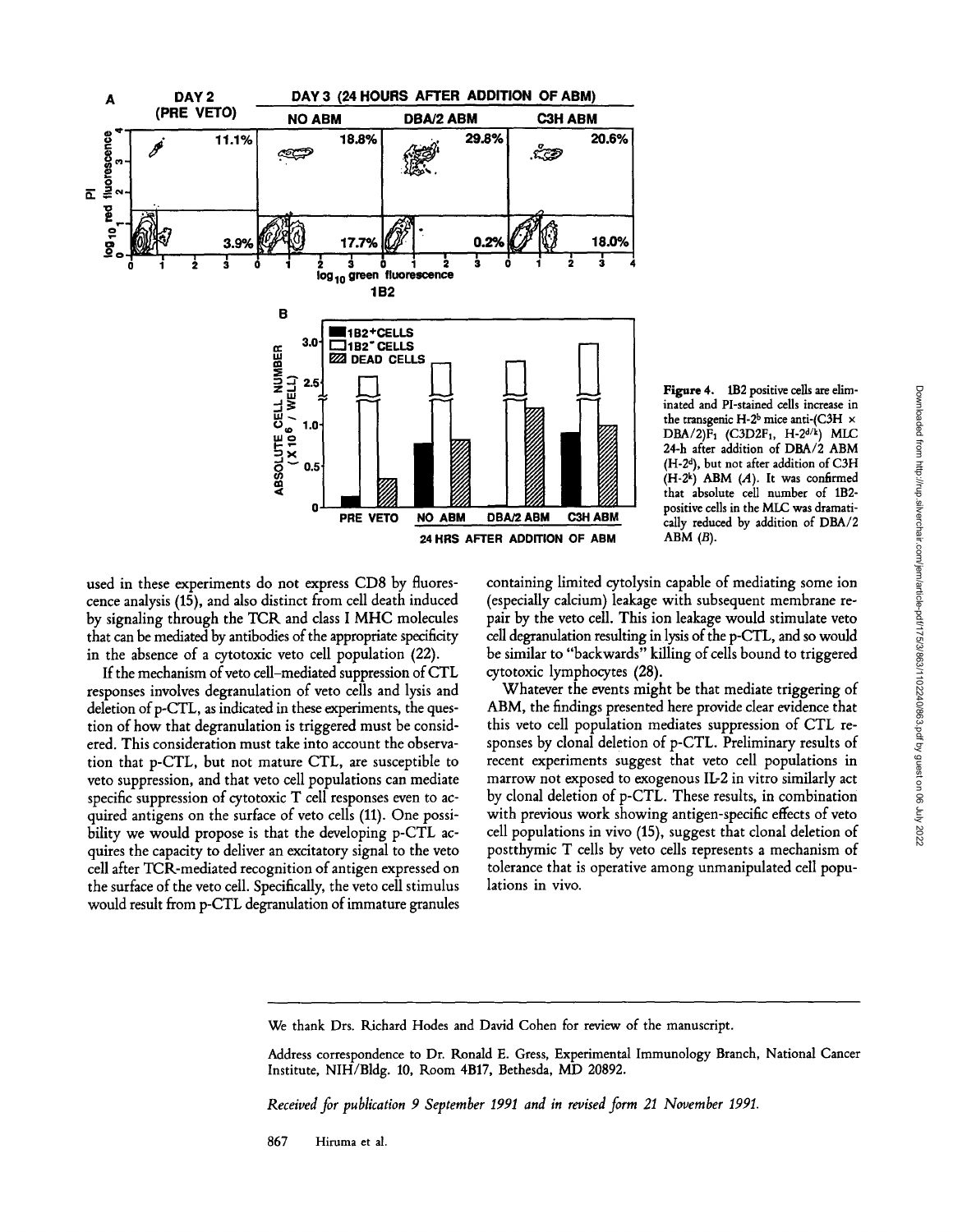**Figure 4.** 1B2 positive cells are eliminated and PI-stained cells increase in the transgenic H-$2^b$ mice anti-(C3H × DBA/2)$F_1$ (C3D2$F_1$, H-$2^{d/k}$) MLC 24-h after addition of DBA/2 ABM (H-$2^d$), but not after addition of C3H (H-$2^k$) ABM (*A*). It was confirmed that absolute cell number of 1B2-positive cells in the MLC was dramatically reduced by addition of DBA/2 ABM (*B*).

used in these experiments do not express CD8 by fluorescence analysis (15), and also distinct from cell death induced by signaling through the TCR and class I MHC molecules that can be mediated by antibodies of the appropriate specificity in the absence of a cytotoxic veto cell population (22).

If the mechanism of veto cell–mediated suppression of CTL responses involves degranulation of veto cells and lysis and deletion of p-CTL, as indicated in these experiments, the question of how that degranulation is triggered must be considered. This consideration must take into account the observation that p-CTL, but not mature CTL, are susceptible to veto suppression, and that veto cell populations can mediate specific suppression of cytotoxic T cell responses even to acquired antigens on the surface of veto cells (11). One possibility we would propose is that the developing p-CTL acquires the capacity to deliver an excitatory signal to the veto cell after TCR-mediated recognition of antigen expressed on the surface of the veto cell. Specifically, the veto cell stimulus would result from p-CTL degranulation of immature granules containing limited cytolysin capable of mediating some ion (especially calcium) leakage with subsequent membrane repair by the veto cell. This ion leakage would stimulate veto cell degranulation resulting in lysis of the p-CTL, and so would be similar to "backwards" killing of cells bound to triggered cytotoxic lymphocytes (28).

Whatever the events might be that mediate triggering of ABM, the findings presented here provide clear evidence that this veto cell population mediates suppression of CTL responses by clonal deletion of p-CTL. Preliminary results of recent experiments suggest that veto cell populations in marrow not exposed to exogenous IL-2 in vitro similarly act by clonal deletion of p-CTL. These results, in combination with previous work showing antigen-specific effects of veto cell populations in vivo (15), suggest that clonal deletion of postthymic T cells by veto cells represents a mechanism of tolerance that is operative among unmanipulated cell populations in vivo.

---

We thank Drs. Richard Hodes and David Cohen for review of the manuscript.

Address correspondence to Dr. Ronald E. Gress, Experimental Immunology Branch, National Cancer Institute, NIH/Bldg. 10, Room 4B17, Bethesda, MD 20892.

*Received for publication 9 September 1991 and in revised form 21 November 1991.*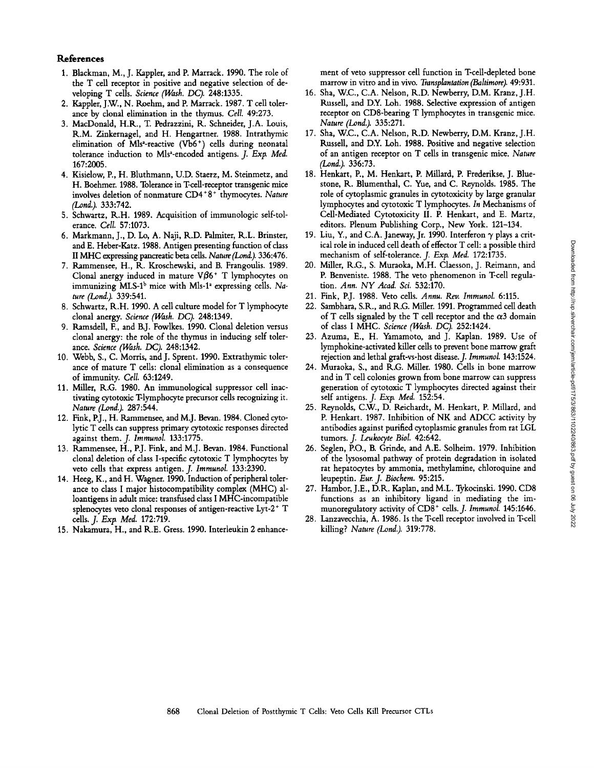## References

1. Blackman, M., J. Kappler, and P. Marrack. 1990. The role of the T cell receptor in positive and negative selection of developing T cells. *Science (Wash. DC).* 248:1335.
2. Kappler, J.W., N. Roehm, and P. Marrack. 1987. T cell tolerance by clonal elimination in the thymus. *Cell.* 49:273.
3. MacDonald, H.R., T. Pedrazzini, R. Schneider, J.A. Louis, R.M. Zinkernagel, and H. Hengartner. 1988. Intrathymic elimination of Mls$^a$-reactive (Vb6$^+$) cells during neonatal tolerance induction to Mls$^a$-encoded antigens. *J. Exp. Med.* 167:2005.
4. Kisielow, P., H. Bluthmann, U.D. Staerz, M. Steinmetz, and H. Boehmer. 1988. Tolerance in T-cell-receptor transgenic mice involves deletion of nonmature CD4$^+$8$^+$ thymocytes. *Nature (Lond.).* 333:742.
5. Schwartz, R.H. 1989. Acquisition of immunologic self-tolerance. *Cell.* 57:1073.
6. Markmann, J., D. Lo, A. Naji, R.D. Palmiter, R.L. Brinster, and E. Heber-Katz. 1988. Antigen presenting function of class II MHC expressing pancreatic beta cells. *Nature (Lond.).* 336:476.
7. Rammensee, H., R. Kroschewski, and B. Frangoulis. 1989. Clonal anergy induced in mature V$\beta$6$^+$ T lymphocytes on immunizing MLS-1$^b$ mice with Mls-1$^a$ expressing cells. *Nature (Lond.).* 339:541.
8. Schwartz, R.H. 1990. A cell culture model for T lymphocyte clonal anergy. *Science (Wash. DC).* 248:1349.
9. Ramsdell, F., and B.J. Fowlkes. 1990. Clonal deletion versus clonal anergy: the role of the thymus in inducing self tolerance. *Science (Wash. DC).* 248:1342.
10. Webb, S., C. Morris, and J. Sprent. 1990. Extrathymic tolerance of mature T cells: clonal elimination as a consequence of immunity. *Cell.* 63:1249.
11. Miller, R.G. 1980. An immunological suppressor cell inactivating cytotoxic T-lymphocyte precursor cells recognizing it. *Nature (Lond.).* 287:544.
12. Fink, P.J., H. Rammensee, and M.J. Bevan. 1984. Cloned cytolytic T cells can suppress primary cytotoxic responses directed against them. *J. Immunol.* 133:1775.
13. Rammensee, H., P.J. Fink, and M.J. Bevan. 1984. Functional clonal deletion of class I-specific cytotoxic T lymphocytes by veto cells that express antigen. *J. Immunol.* 133:2390.
14. Heeg, K., and H. Wagner. 1990. Induction of peripheral tolerance to class I major histocompatibility complex (MHC) alloantigens in adult mice: transfused class I MHC-incompatible splenocytes veto clonal responses of antigen-reactive Lyt-2$^+$ T cells. *J. Exp. Med.* 172:719.
15. Nakamura, H., and R.E. Gress. 1990. Interleukin 2 enhancement of veto suppressor cell function in T-cell-depleted bone marrow in vitro and in vivo. *Transplantation (Baltimore).* 49:931.
16. Sha, W.C., C.A. Nelson, R.D. Newberry, D.M. Kranz, J.H. Russell, and D.Y. Loh. 1988. Selective expression of antigen receptor on CD8-bearing T lymphocytes in transgenic mice. *Nature (Lond.).* 335:271.
17. Sha, W.C., C.A. Nelson, R.D. Newberry, D.M. Kranz, J.H. Russell, and D.Y. Loh. 1988. Positive and negative selection of an antigen receptor on T cells in transgenic mice. *Nature (Lond.).* 336:73.
18. Henkart, P., M. Henkart, P. Millard, P. Frederikse, J. Bluestone, R. Blumenthal, C. Yue, and C. Reynolds. 1985. The role of cytoplasmic granules in cytotoxicity by large granular lymphocytes and cytotoxic T lymphocytes. *In* Mechanisms of Cell-Mediated Cytotoxicity II. P. Henkart, and E. Martz, editors. Plenum Publishing Corp., New York. 121–134.
19. Liu, Y., and C.A. Janeway, Jr. 1990. Interferon $\gamma$ plays a critical role in induced cell death of effector T cell: a possible third mechanism of self-tolerance. *J. Exp. Med.* 172:1735.
20. Miller, R.G., S. Muraoka, M.H. Claesson, J. Reimann, and P. Benveniste. 1988. The veto phenomenon in T-cell regulation. *Ann. NY Acad. Sci.* 532:170.
21. Fink, P.J. 1988. Veto cells. *Annu. Rev. Immunol.* 6:115.
22. Sambhara, S.R., and R.G. Miller. 1991. Programmed cell death of T cells signaled by the T cell receptor and the $\alpha$3 domain of class I MHC. *Science (Wash. DC).* 252:1424.
23. Azuma, E., H. Yamamoto, and J. Kaplan. 1989. Use of lymphokine-activated killer cells to prevent bone marrow graft rejection and lethal graft-vs-host disease. *J. Immunol.* 143:1524.
24. Muraoka, S., and R.G. Miller. 1980. Cells in bone marrow and in T cell colonies grown from bone marrow can suppress generation of cytotoxic T lymphocytes directed against their self antigens. *J. Exp. Med.* 152:54.
25. Reynolds, C.W., D. Reichardt, M. Henkart, P. Millard, and P. Henkart. 1987. Inhibition of NK and ADCC activity by antibodies against purified cytoplasmic granules from rat LGL tumors. *J. Leukocyte Biol.* 42:642.
26. Seglen, P.O., B. Grinde, and A.E. Solheim. 1979. Inhibition of the lysosomal pathway of protein degradation in isolated rat hepatocytes by ammonia, methylamine, chloroquine and leupeptin. *Eur. J. Biochem.* 95:215.
27. Hambor, J.E., D.R. Kaplan, and M.L. Tykocinski. 1990. CD8 functions as an inhibitory ligand in mediating the immunoregulatory activity of CD8$^+$ cells. *J. Immunol.* 145:1646.
28. Lanzavecchia, A. 1986. Is the T-cell receptor involved in T-cell killing? *Nature (Lond.).* 319:778.